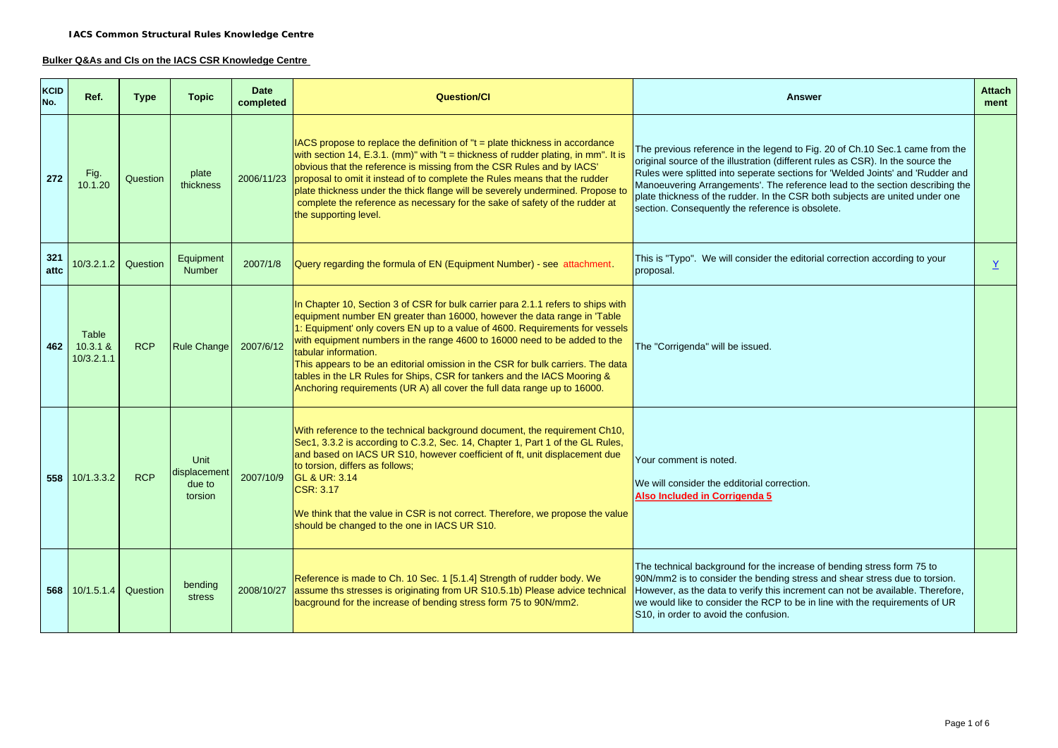**IACS Common Structural Rules Knowledge Centre**

**Bulker Q&As and CIs on the IACS CSR Knowledge Centre**

| KCID No. | Ref. | Type | Topic | Date completed | Question/CI | Answer | Attach ment |
|---|---|---|---|---|---|---|---|
| 272 | Fig. 10.1.20 | Question | plate thickness | 2006/11/23 | IACS propose to replace the definition of "t = plate thickness in accordance with section 14, E.3.1. (mm)" with "t = thickness of rudder plating, in mm". It is obvious that the reference is missing from the CSR Rules and by IACS' proposal to omit it instead of to complete the Rules means that the rudder plate thickness under the thick flange will be severely undermined. Propose to complete the reference as necessary for the sake of safety of the rudder at the supporting level. | The previous reference in the legend to Fig. 20 of Ch.10 Sec.1 came from the original source of the illustration (different rules as CSR). In the source the Rules were splitted into seperate sections for 'Welded Joints' and 'Rudder and Manoeuvering Arrangements'. The reference lead to the section describing the plate thickness of the rudder. In the CSR both subjects are united under one section. Consequently the reference is obsolete. | |
| 321 attc | 10/3.2.1.2 | Question | Equipment Number | 2007/1/8 | Query regarding the formula of EN (Equipment Number) - see attachment. | This is "Typo". We will consider the editorial correction according to your proposal. | Y |
| 462 | Table 10.3.1 & 10/3.2.1.1 | RCP | Rule Change | 2007/6/12 | In Chapter 10, Section 3 of CSR for bulk carrier para 2.1.1 refers to ships with equipment number EN greater than 16000, however the data range in 'Table 1: Equipment' only covers EN up to a value of 4600. Requirements for vessels with equipment numbers in the range 4600 to 16000 need to be added to the tabular information.<br>This appears to be an editorial omission in the CSR for bulk carriers. The data tables in the LR Rules for Ships, CSR for tankers and the IACS Mooring & Anchoring requirements (UR A) all cover the full data range up to 16000. | The "Corrigenda" will be issued. | |
| 558 | 10/1.3.3.2 | RCP | Unit displacement due to torsion | 2007/10/9 | With reference to the technical background document, the requirement Ch10, Sec1, 3.3.2 is according to C.3.2, Sec. 14, Chapter 1, Part 1 of the GL Rules, and based on IACS UR S10, however coefficient of ft, unit displacement due to torsion, differs as follows;<br>GL & UR: 3.14<br>CSR: 3.17<br><br>We think that the value in CSR is not correct. Therefore, we propose the value should be changed to the one in IACS UR S10. | Your comment is noted.<br><br>We will consider the edditorial correction.<br>**Also Included in Corrigenda 5** | |
| 568 | 10/1.5.1.4 | Question | bending stress | 2008/10/27 | Reference is made to Ch. 10 Sec. 1 [5.1.4] Strength of rudder body. We assume ths stresses is originating from UR S10.5.1b) Please advice technical bacground for the increase of bending stress from 75 to 90N/mm2. | The technical background for the increase of bending stress form 75 to 90N/mm2 is to consider the bending stress and shear stress due to torsion. However, as the data to verify this increment can not be available. Therefore, we would like to consider the RCP to be in line with the requirements of UR S10, in order to avoid the confusion. | |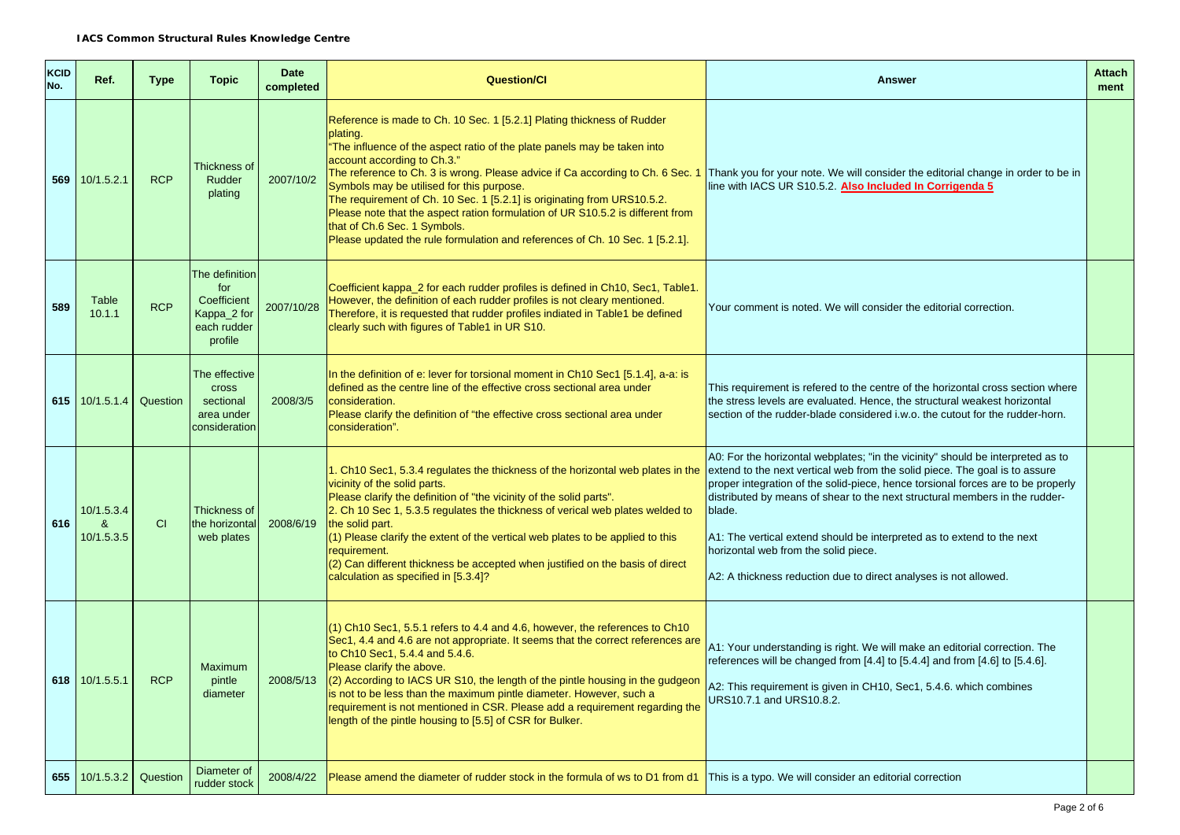| KCID No. | Ref. | Type | Topic | Date completed | Question/CI | Answer | Attachment |
|---|---|---|---|---|---|---|---|
| 569 | 10/1.5.2.1 | RCP | Thickness of Rudder plating | 2007/10/2 | Reference is made to Ch. 10 Sec. 1 [5.2.1] Plating thickness of Rudder plating.<br>"The influence of the aspect ratio of the plate panels may be taken into account according to Ch.3."<br>The reference to Ch. 3 is wrong. Please advice if Ca according to Ch. 6 Sec. 1 Symbols may be utilised for this purpose.<br>The requirement of Ch. 10 Sec. 1 [5.2.1] is originating from URS10.5.2.<br>Please note that the aspect ration formulation of UR S10.5.2 is different from that of Ch.6 Sec. 1 Symbols.<br>Please updated the rule formulation and references of Ch. 10 Sec. 1 [5.2.1]. | Thank you for your note. We will consider the editorial change in order to be in line with IACS UR S10.5.2. **Also Included In Corrigenda 5** | |
| 589 | Table 10.1.1 | RCP | The definition for Coefficient Kappa_2 for each rudder profile | 2007/10/28 | Coefficient kappa_2 for each rudder profiles is defined in Ch10, Sec1, Table1. However, the definition of each rudder profiles is not cleary mentioned. Therefore, it is requested that rudder profiles indiated in Table1 be defined clearly such with figures of Table1 in UR S10. | Your comment is noted. We will consider the editorial correction. | |
| 615 | 10/1.5.1.4 | Question | The effective cross sectional area under consideration | 2008/3/5 | In the definition of e: lever for torsional moment in Ch10 Sec1 [5.1.4], a-a: is defined as the centre line of the effective cross sectional area under consideration.<br>Please clarify the definition of "the effective cross sectional area under consideration". | This requirement is refered to the centre of the horizontal cross section where the stress levels are evaluated. Hence, the structural weakest horizontal section of the rudder-blade considered i.w.o. the cutout for the rudder-horn. | |
| 616 | 10/1.5.3.4 & 10/1.5.3.5 | CI | Thickness of the horizontal web plates | 2008/6/19 | 1. Ch10 Sec1, 5.3.4 regulates the thickness of the horizontal web plates in the vicinity of the solid parts.<br>Please clarify the definition of "the vicinity of the solid parts".<br>2. Ch 10 Sec 1, 5.3.5 regulates the thickness of verical web plates welded to the solid part.<br>(1) Please clarify the extent of the vertical web plates to be applied to this requirement.<br>(2) Can different thickness be accepted when justified on the basis of direct calculation as specified in [5.3.4]? | A0: For the horizontal webplates; "in the vicinity" should be interpreted as to extend to the next vertical web from the solid piece. The goal is to assure proper integration of the solid-piece, hence torsional forces are to be properly distributed by means of shear to the next structural members in the rudder-blade.<br><br>A1: The vertical extend should be interpreted as to extend to the next horizontal web from the solid piece.<br><br>A2: A thickness reduction due to direct analyses is not allowed. | |
| 618 | 10/1.5.5.1 | RCP | Maximum pintle diameter | 2008/5/13 | (1) Ch10 Sec1, 5.5.1 refers to 4.4 and 4.6, however, the references to Ch10 Sec1, 4.4 and 4.6 are not appropriate. It seems that the correct references are to Ch10 Sec1, 5.4.4 and 5.4.6.<br>Please clarify the above.<br>(2) According to IACS UR S10, the length of the pintle housing in the gudgeon is not to be less than the maximum pintle diameter. However, such a requirement is not mentioned in CSR. Please add a requirement regarding the length of the pintle housing to [5.5] of CSR for Bulker. | A1: Your understanding is right. We will make an editorial correction. The references will be changed from [4.4] to [5.4.4] and from [4.6] to [5.4.6].<br><br>A2: This requirement is given in CH10, Sec1, 5.4.6. which combines URS10.7.1 and URS10.8.2. | |
| 655 | 10/1.5.3.2 | Question | Diameter of rudder stock | 2008/4/22 | Please amend the diameter of rudder stock in the formula of ws to D1 from d1 | This is a typo. We will consider an editorial correction | |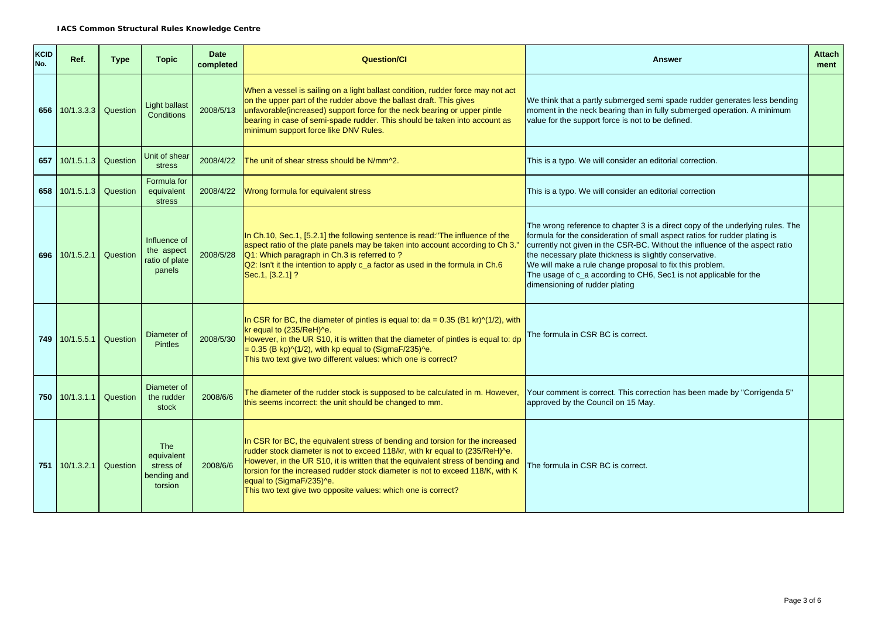| KCID No. | Ref. | Type | Topic | Date completed | Question/CI | Answer | Attach ment |
|---|---|---|---|---|---|---|---|
| **656** | 10/1.3.3.3 | Question | Light ballast Conditions | 2008/5/13 | When a vessel is sailing on a light ballast condition, rudder force may not act on the upper part of the rudder above the ballast draft. This gives unfavorable(increased) support force for the neck bearing or upper pintle bearing in case of semi-spade rudder. This should be taken into account as minimum support force like DNV Rules. | We think that a partly submerged semi spade rudder generates less bending moment in the neck bearing than in fully submerged operation. A minimum value for the support force is not to be defined. | |
| **657** | 10/1.5.1.3 | Question | Unit of shear stress | 2008/4/22 | The unit of shear stress should be N/mm^2. | This is a typo. We will consider an editorial correction. | |
| **658** | 10/1.5.1.3 | Question | Formula for equivalent stress | 2008/4/22 | Wrong formula for equivalent stress | This is a typo. We will consider an editorial correction | |
| **696** | 10/1.5.2.1 | Question | Influence of the aspect ratio of plate panels | 2008/5/28 | In Ch.10, Sec.1, [5.2.1] the following sentence is read:"The influence of the aspect ratio of the plate panels may be taken into account according to Ch 3."<br>Q1: Which paragraph in Ch.3 is referred to ?<br>Q2: Isn't it the intention to apply c_a factor as used in the formula in Ch.6 Sec.1, [3.2.1] ? | The wrong reference to chapter 3 is a direct copy of the underlying rules. The formula for the consideration of small aspect ratios for rudder plating is currently not given in the CSR-BC. Without the influence of the aspect ratio the necessary plate thickness is slightly conservative.<br>We will make a rule change proposal to fix this problem.<br>The usage of c_a according to CH6, Sec1 is not applicable for the dimensioning of rudder plating | |
| **749** | 10/1.5.5.1 | Question | Diameter of Pintles | 2008/5/30 | In CSR for BC, the diameter of pintles is equal to: da = 0.35 (B1 kr)^(1/2), with kr equal to (235/ReH)^e.<br>However, in the UR S10, it is written that the diameter of pintles is equal to: dp = 0.35 (B kp)^(1/2), with kp equal to (SigmaF/235)^e.<br>This two text give two different values: which one is correct? | The formula in CSR BC is correct. | |
| **750** | 10/1.3.1.1 | Question | Diameter of the rudder stock | 2008/6/6 | The diameter of the rudder stock is supposed to be calculated in m. However, this seems incorrect: the unit should be changed to mm. | Your comment is correct. This correction has been made by "Corrigenda 5" approved by the Council on 15 May. | |
| **751** | 10/1.3.2.1 | Question | The equivalent stress of bending and torsion | 2008/6/6 | In CSR for BC, the equivalent stress of bending and torsion for the increased rudder stock diameter is not to exceed 118/kr, with kr equal to (235/ReH)^e.<br>However, in the UR S10, it is written that the equivalent stress of bending and torsion for the increased rudder stock diameter is not to exceed 118/K, with K equal to (SigmaF/235)^e.<br>This two text give two opposite values: which one is correct? | The formula in CSR BC is correct. | |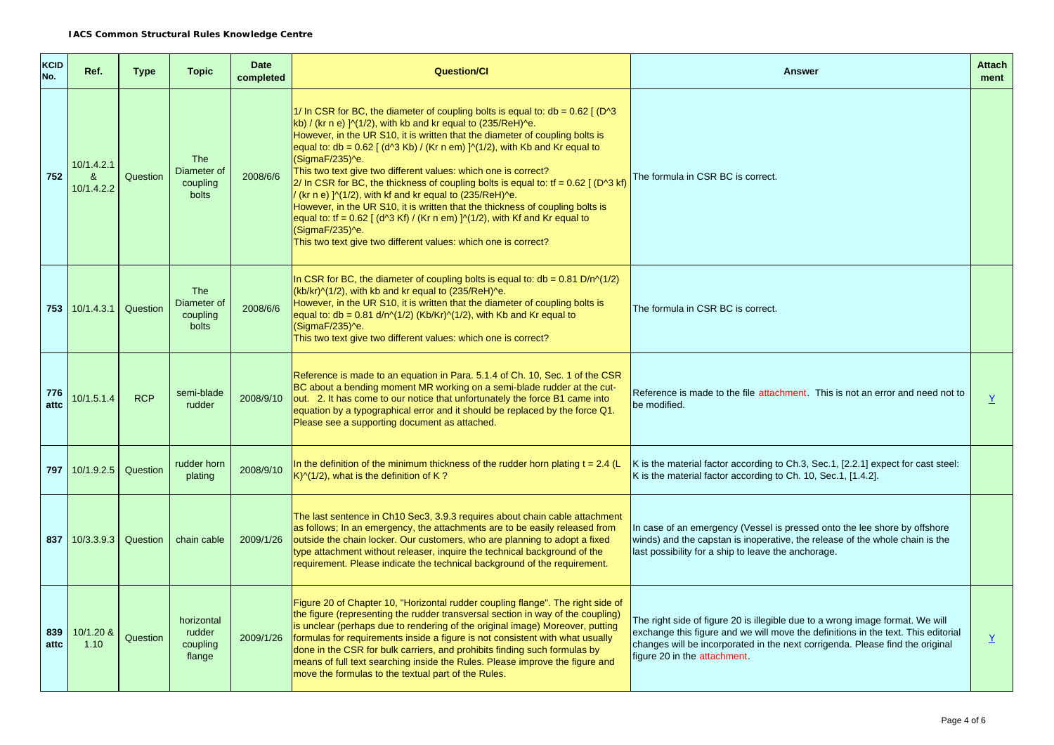**IACS Common Structural Rules Knowledge Centre**

| KCID No. | Ref. | Type | Topic | Date completed | Question/CI | Answer | Attachment |
|---|---|---|---|---|---|---|---|
| 752 | 10/1.4.2.1 & 10/1.4.2.2 | Question | The Diameter of coupling bolts | 2008/6/6 | 1/ In CSR for BC, the diameter of coupling bolts is equal to: db = 0.62 [ (D^3 kb) / (kr n e) ]^(1/2), with kb and kr equal to (235/ReH)^e.<br>However, in the UR S10, it is written that the diameter of coupling bolts is equal to: db = 0.62 [ (d^3 Kb) / (Kr n em) ]^(1/2), with Kb and Kr equal to (SigmaF/235)^e.<br>This two text give two different values: which one is correct?<br>2/ In CSR for BC, the thickness of coupling bolts is equal to: tf = 0.62 [ (D^3 kf) / (kr n e) ]^(1/2), with kf and kr equal to (235/ReH)^e.<br>However, in the UR S10, it is written that the thickness of coupling bolts is equal to: tf = 0.62 [ (d^3 Kf) / (Kr n em) ]^(1/2), with Kf and Kr equal to (SigmaF/235)^e.<br>This two text give two different values: which one is correct? | The formula in CSR BC is correct. | |
| 753 | 10/1.4.3.1 | Question | The Diameter of coupling bolts | 2008/6/6 | In CSR for BC, the diameter of coupling bolts is equal to: db = 0.81 D/n^(1/2) (kb/kr)^(1/2), with kb and kr equal to (235/ReH)^e.<br>However, in the UR S10, it is written that the diameter of coupling bolts is equal to: db = 0.81 d/n^(1/2) (Kb/Kr)^(1/2), with Kb and Kr equal to (SigmaF/235)^e.<br>This two text give two different values: which one is correct? | The formula in CSR BC is correct. | |
| 776 attc | 10/1.5.1.4 | RCP | semi-blade rudder | 2008/9/10 | Reference is made to an equation in Para. 5.1.4 of Ch. 10, Sec. 1 of the CSR BC about a bending moment MR working on a semi-blade rudder at the cut-out. 2. It has come to our notice that unfortunately the force B1 came into equation by a typographical error and it should be replaced by the force Q1. Please see a supporting document as attached. | Reference is made to the file attachment. This is not an error and need not to be modified. | Y |
| 797 | 10/1.9.2.5 | Question | rudder horn plating | 2008/9/10 | In the definition of the minimum thickness of the rudder horn plating t = 2.4 (L K)^(1/2), what is the definition of K ? | K is the material factor according to Ch.3, Sec.1, [2.2.1] expect for cast steel: K is the material factor according to Ch. 10, Sec.1, [1.4.2]. | |
| 837 | 10/3.3.9.3 | Question | chain cable | 2009/1/26 | The last sentence in Ch10 Sec3, 3.9.3 requires about chain cable attachment as follows; In an emergency, the attachments are to be easily released from outside the chain locker. Our customers, who are planning to adopt a fixed type attachment without releaser, inquire the technical background of the requirement. Please indicate the technical background of the requirement. | In case of an emergency (Vessel is pressed onto the lee shore by offshore winds) and the capstan is inoperative, the release of the whole chain is the last possibility for a ship to leave the anchorage. | |
| 839 attc | 10/1.20 & 1.10 | Question | horizontal rudder coupling flange | 2009/1/26 | Figure 20 of Chapter 10, "Horizontal rudder coupling flange". The right side of the figure (representing the rudder transversal section in way of the coupling) is unclear (perhaps due to rendering of the original image) Moreover, putting formulas for requirements inside a figure is not consistent with what usually done in the CSR for bulk carriers, and prohibits finding such formulas by means of full text searching inside the Rules. Please improve the figure and move the formulas to the textual part of the Rules. | The right side of figure 20 is illegible due to a wrong image format. We will exchange this figure and we will move the definitions in the text. This editorial changes will be incorporated in the next corrigenda. Please find the original figure 20 in the attachment. | Y |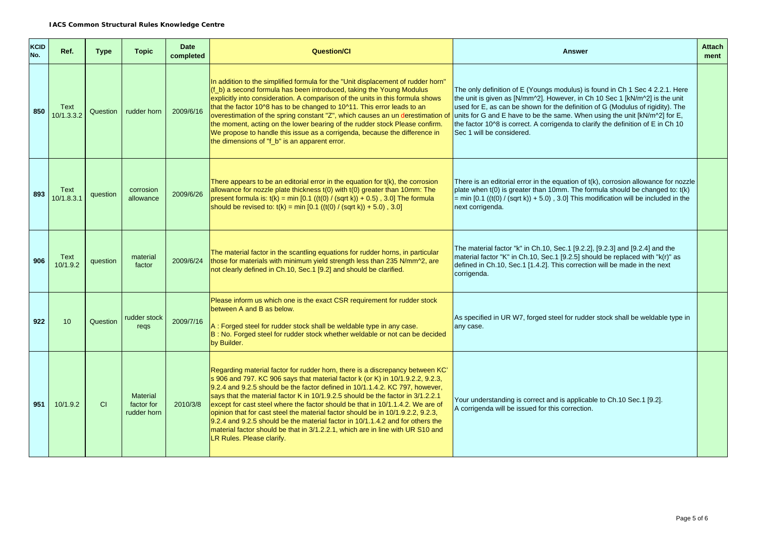| KCID No. | Ref. | Type | Topic | Date completed | Question/CI | Answer | Attach ment |
|---|---|---|---|---|---|---|---|
| 850 | Text 10/1.3.3.2 | Question | rudder horn | 2009/6/16 | In addition to the simplified formula for the "Unit displacement of rudder horn" ($f_b$) a second formula has been introduced, taking the Young Modulus explicitly into consideration. A comparison of the units in this formula shows that the factor $10^8$ has to be changed to $10^{11}$. This error leads to an overestimation of the spring constant "Z", which causes an un derestimation of the moment, acting on the lower bearing of the rudder stock Please confirm. We propose to handle this issue as a corrigenda, because the difference in the dimensions of "$f_b$" is an apparent error. | The only definition of E (Youngs modulus) is found in Ch 1 Sec 4 2.2.1. Here the unit is given as [$N/mm^2$]. However, in Ch 10 Sec 1 [$kN/m^2$] is the unit used for E, as can be shown for the definition of G (Modulus of rigidity). The units for G and E have to be the same. When using the unit [$kN/m^2$] for E, the factor $10^8$ is correct. A corrigenda to clarify the definition of E in Ch 10 Sec 1 will be considered. | |
| 893 | Text 10/1.8.3.1 | question | corrosion allowance | 2009/6/26 | There appears to be an editorial error in the equation for $t(k)$, the corrosion allowance for nozzle plate thickness $t(0)$ with $t(0)$ greater than 10mm: The present formula is: $t(k) = \min [0.1 ((t(0) / (\sqrt{k})) + 0.5) , 3.0]$ The formula should be revised to: $t(k) = \min [0.1 ((t(0) / (\sqrt{k})) + 5.0) , 3.0]$ | There is an editorial error in the equation of $t(k)$, corrosion allowance for nozzle plate when $t(0)$ is greater than 10mm. The formula should be changed to: $t(k) = \min [0.1 ((t(0) / (\sqrt{k})) + 5.0) , 3.0]$ This modification will be included in the next corrigenda. | |
| 906 | Text 10/1.9.2 | question | material factor | 2009/6/24 | The material factor in the scantling equations for rudder horns, in particular those for materials with minimum yield strength less than 235 $N/mm^2$, are not clearly defined in Ch.10, Sec.1 [9.2] and should be clarified. | The material factor "k" in Ch.10, Sec.1 [9.2.2], [9.2.3] and [9.2.4] and the material factor "K" in Ch.10, Sec.1 [9.2.5] should be replaced with "k(r)" as defined in Ch.10, Sec.1 [1.4.2]. This correction will be made in the next corrigenda. | |
| 922 | 10 | Question | rudder stock reqs | 2009/7/16 | Please inform us which one is the exact CSR requirement for rudder stock between A and B as below.<br><br>A : Forged steel for rudder stock shall be weldable type in any case.<br>B : No. Forged steel for rudder stock whether weldable or not can be decided by Builder. | As specified in UR W7, forged steel for rudder stock shall be weldable type in any case. | |
| 951 | 10/1.9.2 | CI | Material factor for rudder horn | 2010/3/8 | Regarding material factor for rudder horn, there is a discrepancy between KC's 906 and 797. KC 906 says that material factor k (or K) in 10/1.9.2.2, 9.2.3, 9.2.4 and 9.2.5 should be the factor defined in 10/1.1.4.2. KC 797, however, says that the material factor K in 10/1.9.2.5 should be the factor in 3/1.2.2.1 except for cast steel where the factor should be that in 10/1.1.4.2. We are of opinion that for cast steel the material factor should be in 10/1.9.2.2, 9.2.3, 9.2.4 and 9.2.5 should be the material factor in 10/1.1.4.2 and for others the material factor should be that in 3/1.2.2.1, which are in line with UR S10 and LR Rules. Please clarify. | Your understanding is correct and is applicable to Ch.10 Sec.1 [9.2].<br>A corrigenda will be issued for this correction. | |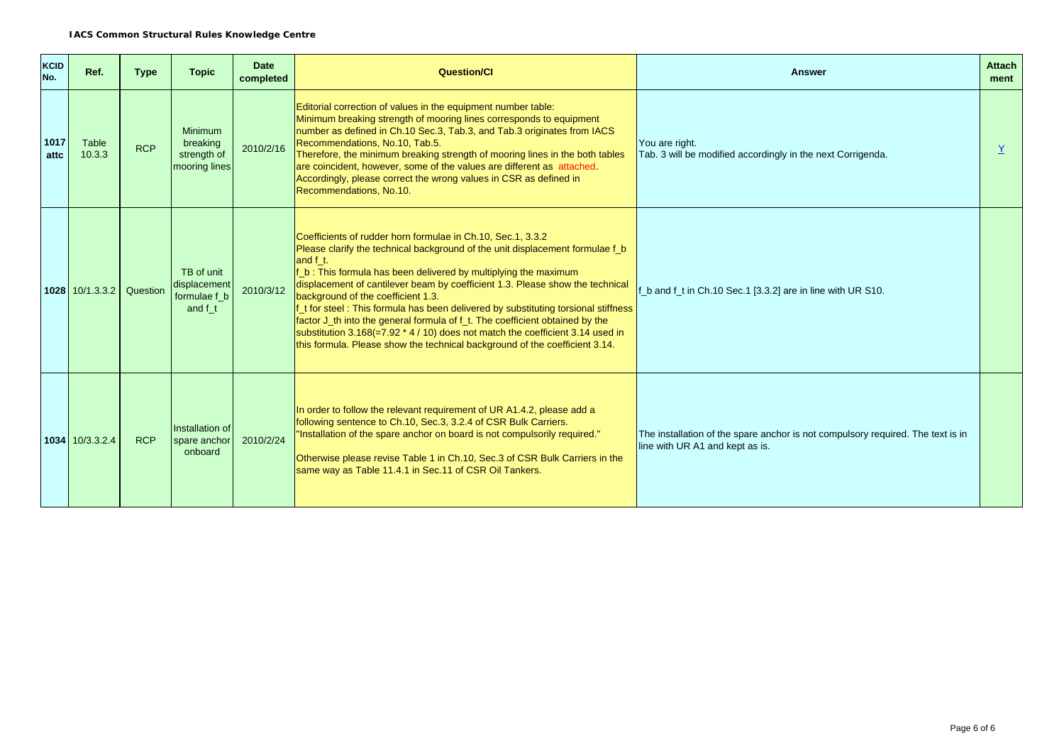| KCID No. | Ref. | Type | Topic | Date completed | Question/CI | Answer | Attach ment |
|---|---|---|---|---|---|---|---|
| 1017 attc | Table 10.3.3 | RCP | Minimum breaking strength of mooring lines | 2010/2/16 | Editorial correction of values in the equipment number table:<br>Minimum breaking strength of mooring lines corresponds to equipment number as defined in Ch.10 Sec.3, Tab.3, and Tab.3 originates from IACS Recommendations, No.10, Tab.5.<br>Therefore, the minimum breaking strength of mooring lines in the both tables are coincident, however, some of the values are different as attached.<br>Accordingly, please correct the wrong values in CSR as defined in Recommendations, No.10. | You are right.<br>Tab. 3 will be modified accordingly in the next Corrigenda. | Y |
| 1028 | 10/1.3.3.2 | Question | TB of unit displacement formulae f_b and f_t | 2010/3/12 | Coefficients of rudder horn formulae in Ch.10, Sec.1, 3.3.2<br>Please clarify the technical background of the unit displacement formulae f_b and f_t.<br>f_b : This formula has been delivered by multiplying the maximum displacement of cantilever beam by coefficient 1.3. Please show the technical background of the coefficient 1.3.<br>f_t for steel : This formula has been delivered by substituting torsional stiffness factor J_th into the general formula of f_t. The coefficient obtained by the substitution 3.168(=7.92 * 4 / 10) does not match the coefficient 3.14 used in this formula. Please show the technical background of the coefficient 3.14. | f_b and f_t in Ch.10 Sec.1 [3.3.2] are in line with UR S10. | |
| 1034 | 10/3.3.2.4 | RCP | Installation of spare anchor onboard | 2010/2/24 | In order to follow the relevant requirement of UR A1.4.2, please add a following sentence to Ch.10, Sec.3, 3.2.4 of CSR Bulk Carriers.<br>"Installation of the spare anchor on board is not compulsorily required."<br><br>Otherwise please revise Table 1 in Ch.10, Sec.3 of CSR Bulk Carriers in the same way as Table 11.4.1 in Sec.11 of CSR Oil Tankers. | The installation of the spare anchor is not compulsory required. The text is in line with UR A1 and kept as is. | |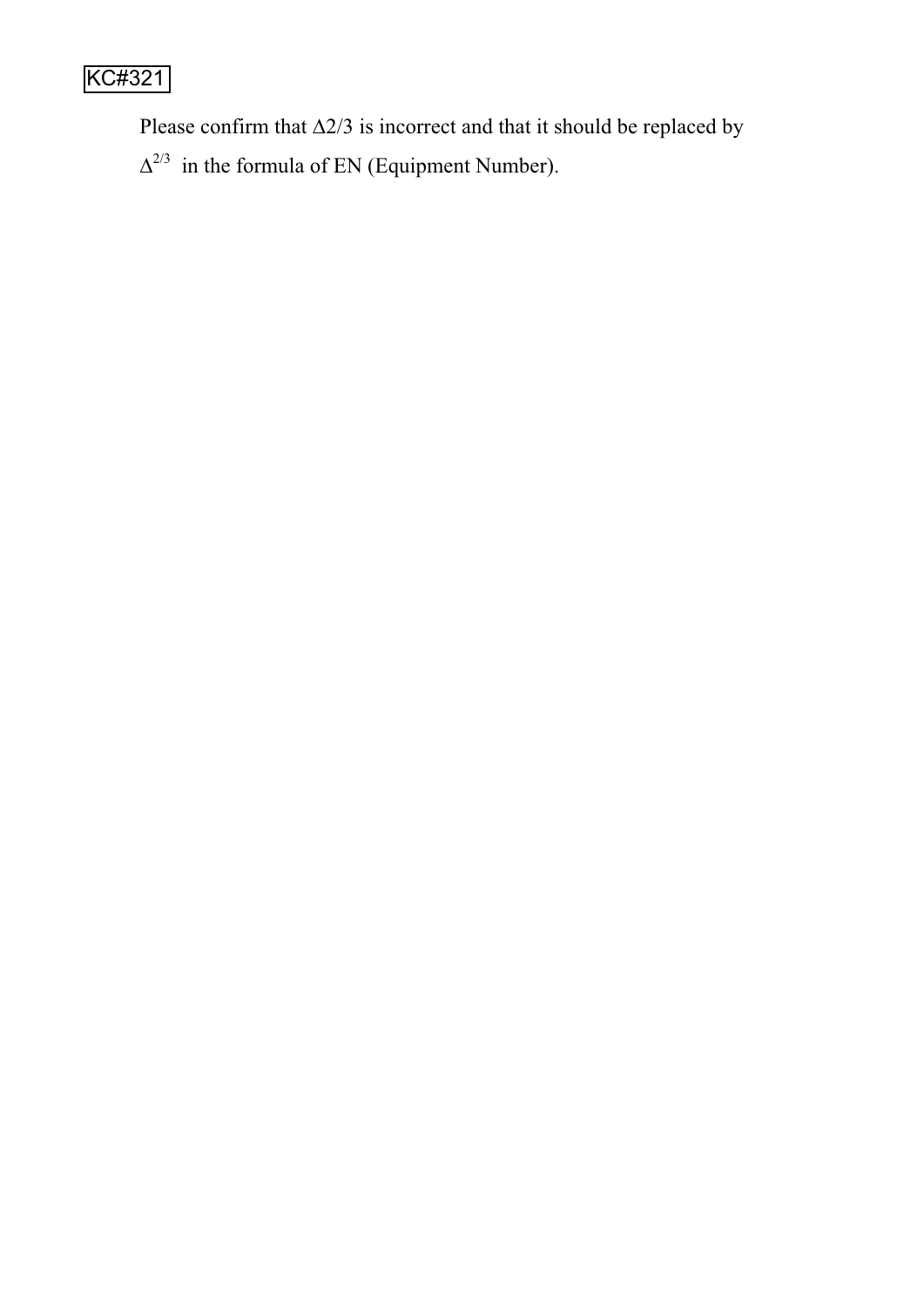KC#321

Please confirm that $\Delta 2/3$ is incorrect and that it should be replaced by $\Delta^{2/3}$ in the formula of EN (Equipment Number).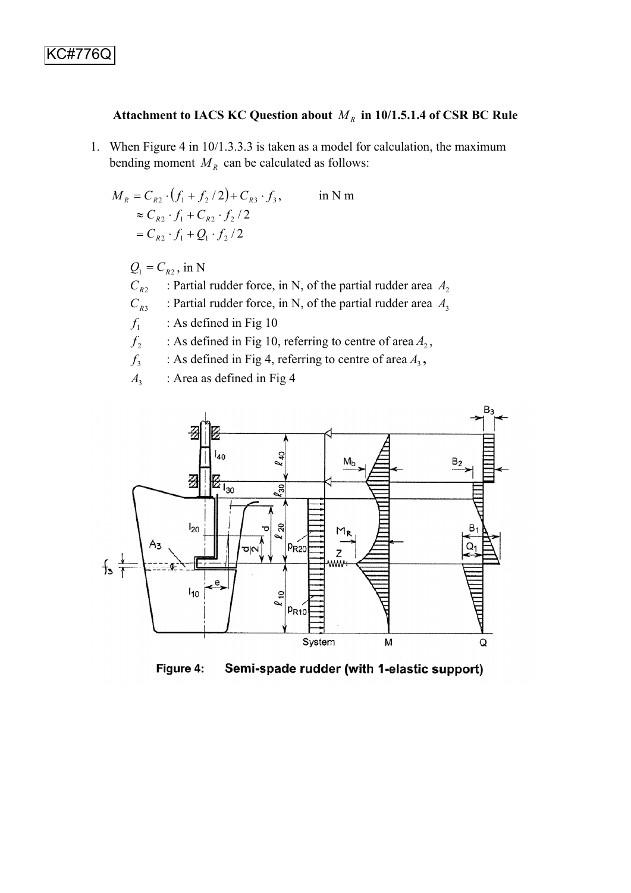KC#776Q

**Attachment to IACS KC Question about $M_R$ in 10/1.5.1.4 of CSR BC Rule**

1. When Figure 4 in 10/1.3.3.3 is taken as a model for calculation, the maximum bending moment $M_R$ can be calculated as follows:

$$
\begin{aligned}
M_R &= C_{R2} \cdot (f_1 + f_2 / 2) + C_{R3} \cdot f_3, \qquad \text{in N m} \\
&\approx C_{R2} \cdot f_1 + C_{R2} \cdot f_2 / 2 \\
&= C_{R2} \cdot f_1 + Q_1 \cdot f_2 / 2
\end{aligned}
$$

$Q_1 = C_{R2}$, in N

$C_{R2}$ : Partial rudder force, in N, of the partial rudder area $A_2$

$C_{R3}$ : Partial rudder force, in N, of the partial rudder area $A_3$

$f_1$ : As defined in Fig 10

$f_2$ : As defined in Fig 10, referring to centre of area $A_2$,

$f_3$ : As defined in Fig 4, referring to centre of area $A_3$,

$A_3$ : Area as defined in Fig 4

**Figure 4: Semi-spade rudder (with 1-elastic support)**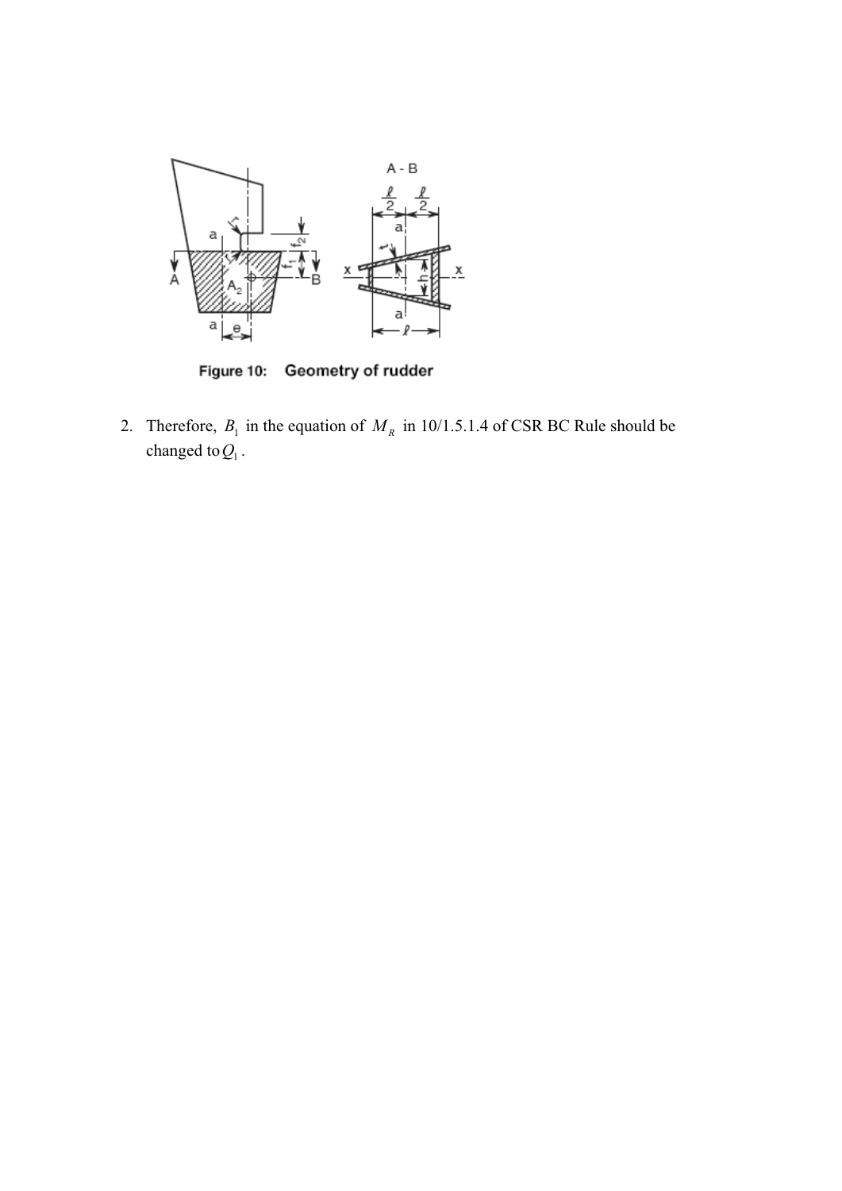Figure 10: Geometry of rudder

2. Therefore, $B_1$ in the equation of $M_R$ in 10/1.5.1.4 of CSR BC Rule should be changed to $Q_1$.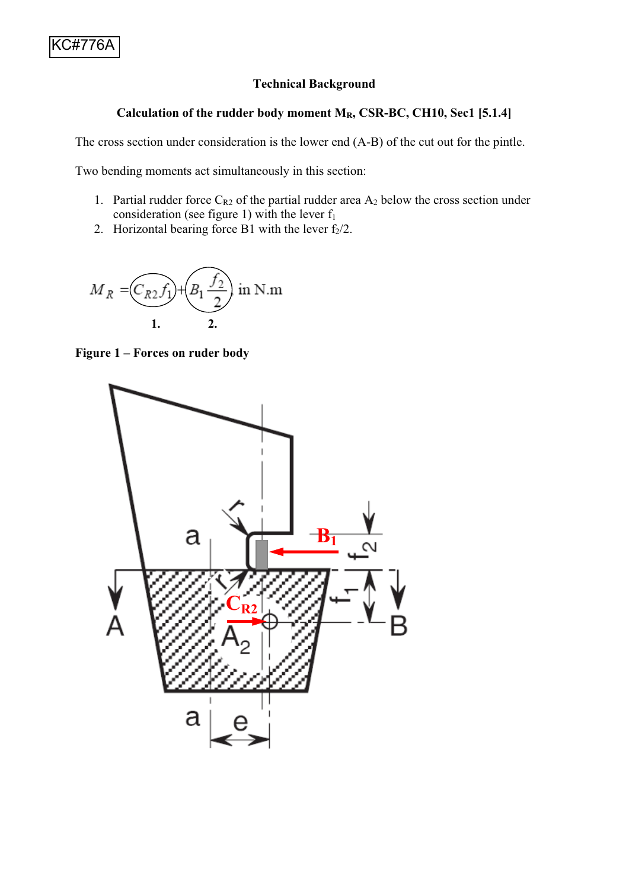KC#776A

## Technical Background

### Calculation of the rudder body moment $M_R$, CSR-BC, CH10, Sec1 [5.1.4]

The cross section under consideration is the lower end (A-B) of the cut out for the pintle.

Two bending moments act simultaneously in this section:

1. Partial rudder force $C_{R2}$ of the partial rudder area $A_2$ below the cross section under consideration (see figure 1) with the lever $f_1$
2. Horizontal bearing force B1 with the lever $f_2/2$.

$$M_R = C_{R2} f_1 + B_1 \frac{f_2}{2} \quad \text{in N.m}$$

1. 2.

**Figure 1 – Forces on ruder body**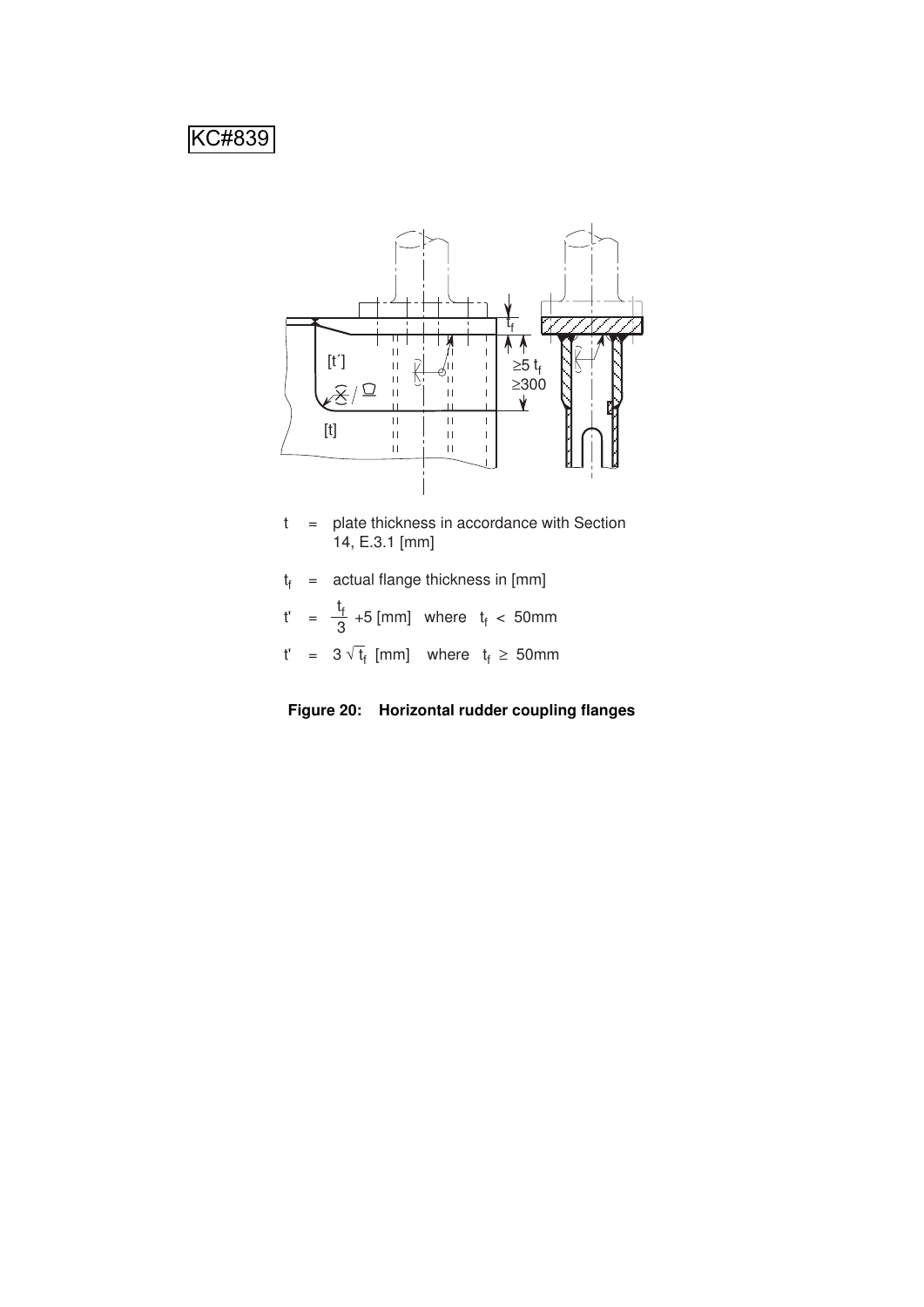KC#839

$t$ = plate thickness in accordance with Section 14, E.3.1 [mm]

$t_f$ = actual flange thickness in [mm]

$t' = \frac{t_f}{3} + 5$ [mm] where $t_f < 50$mm

$t' = 3\sqrt{t_f}$ [mm] where $t_f \geq 50$mm

**Figure 20: Horizontal rudder coupling flanges**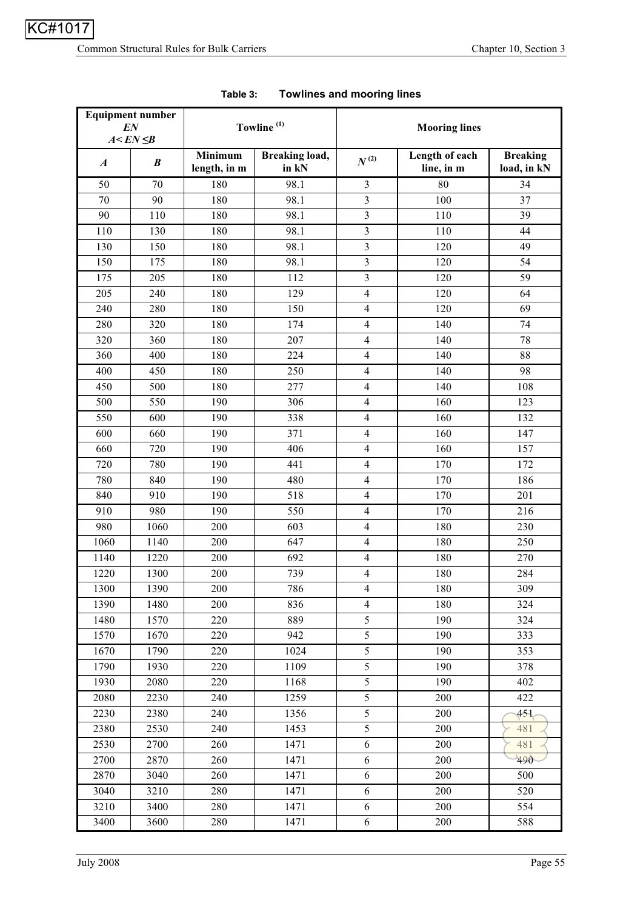KC#1017

**Table 3: Towlines and mooring lines**

| Equipment number $EN$ $A < EN \leq B$ | | Towline [(1)] | | Mooring lines | | |
|---|---|---|---|---|---|---|
| $A$ | $B$ | Minimum length, in m | Breaking load, in kN | $N$ [(2)] | Length of each line, in m | Breaking load, in kN |
| 50 | 70 | 180 | 98.1 | 3 | 80 | 34 |
| 70 | 90 | 180 | 98.1 | 3 | 100 | 37 |
| 90 | 110 | 180 | 98.1 | 3 | 110 | 39 |
| 110 | 130 | 180 | 98.1 | 3 | 110 | 44 |
| 130 | 150 | 180 | 98.1 | 3 | 120 | 49 |
| 150 | 175 | 180 | 98.1 | 3 | 120 | 54 |
| 175 | 205 | 180 | 112 | 3 | 120 | 59 |
| 205 | 240 | 180 | 129 | 4 | 120 | 64 |
| 240 | 280 | 180 | 150 | 4 | 120 | 69 |
| 280 | 320 | 180 | 174 | 4 | 140 | 74 |
| 320 | 360 | 180 | 207 | 4 | 140 | 78 |
| 360 | 400 | 180 | 224 | 4 | 140 | 88 |
| 400 | 450 | 180 | 250 | 4 | 140 | 98 |
| 450 | 500 | 180 | 277 | 4 | 140 | 108 |
| 500 | 550 | 190 | 306 | 4 | 160 | 123 |
| 550 | 600 | 190 | 338 | 4 | 160 | 132 |
| 600 | 660 | 190 | 371 | 4 | 160 | 147 |
| 660 | 720 | 190 | 406 | 4 | 160 | 157 |
| 720 | 780 | 190 | 441 | 4 | 170 | 172 |
| 780 | 840 | 190 | 480 | 4 | 170 | 186 |
| 840 | 910 | 190 | 518 | 4 | 170 | 201 |
| 910 | 980 | 190 | 550 | 4 | 170 | 216 |
| 980 | 1060 | 200 | 603 | 4 | 180 | 230 |
| 1060 | 1140 | 200 | 647 | 4 | 180 | 250 |
| 1140 | 1220 | 200 | 692 | 4 | 180 | 270 |
| 1220 | 1300 | 200 | 739 | 4 | 180 | 284 |
| 1300 | 1390 | 200 | 786 | 4 | 180 | 309 |
| 1390 | 1480 | 200 | 836 | 4 | 180 | 324 |
| 1480 | 1570 | 220 | 889 | 5 | 190 | 324 |
| 1570 | 1670 | 220 | 942 | 5 | 190 | 333 |
| 1670 | 1790 | 220 | 1024 | 5 | 190 | 353 |
| 1790 | 1930 | 220 | 1109 | 5 | 190 | 378 |
| 1930 | 2080 | 220 | 1168 | 5 | 190 | 402 |
| 2080 | 2230 | 240 | 1259 | 5 | 200 | 422 |
| 2230 | 2380 | 240 | 1356 | 5 | 200 | 451 |
| 2380 | 2530 | 240 | 1453 | 5 | 200 | 481 |
| 2530 | 2700 | 260 | 1471 | 6 | 200 | 481 |
| 2700 | 2870 | 260 | 1471 | 6 | 200 | 490 |
| 2870 | 3040 | 260 | 1471 | 6 | 200 | 500 |
| 3040 | 3210 | 280 | 1471 | 6 | 200 | 520 |
| 3210 | 3400 | 280 | 1471 | 6 | 200 | 554 |
| 3400 | 3600 | 280 | 1471 | 6 | 200 | 588 |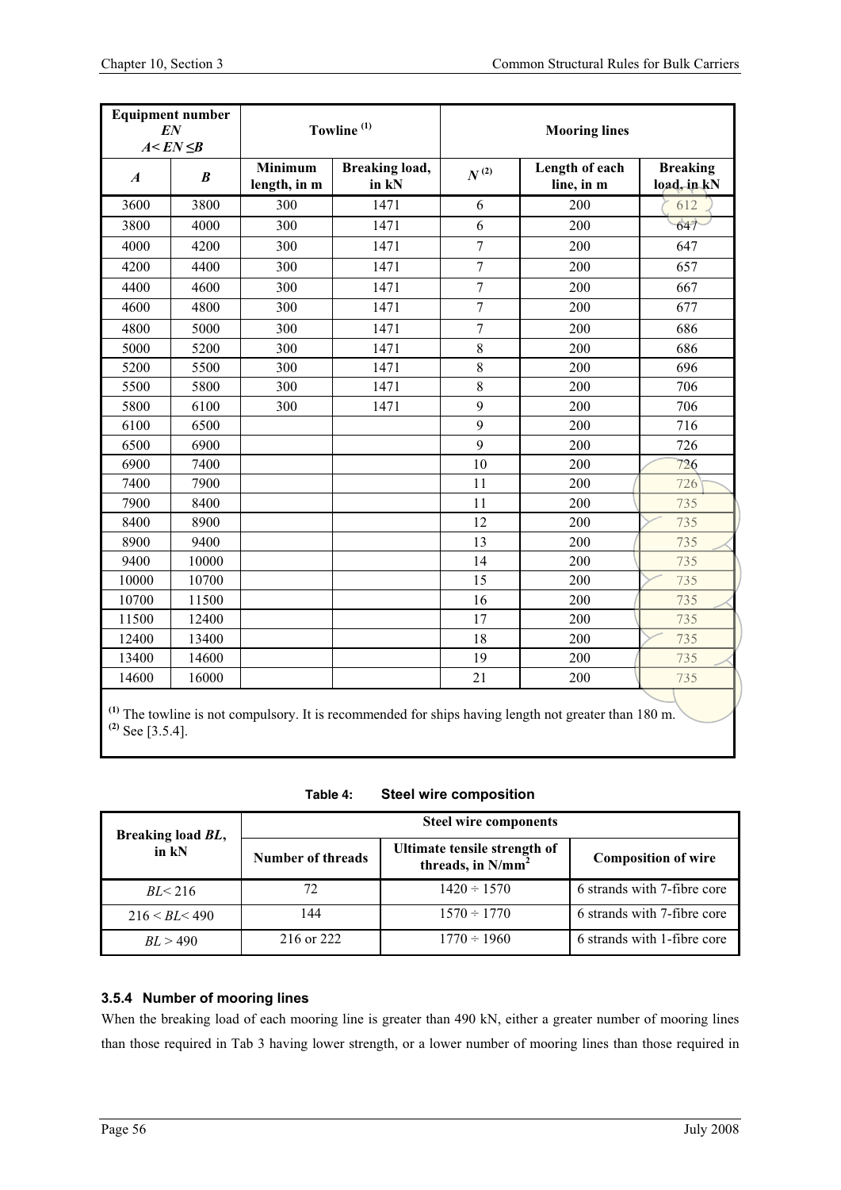| Equipment number $EN$ $A< EN \leq B$ | | Towline [(1)] | | Mooring lines | | |
|---|---|---|---|---|---|---|
| $A$ | $B$ | Minimum length, in m | Breaking load, in kN | $N$ [(2)] | Length of each line, in m | Breaking load, in kN |
| 3600 | 3800 | 300 | 1471 | 6 | 200 | 612 |
| 3800 | 4000 | 300 | 1471 | 6 | 200 | 647 |
| 4000 | 4200 | 300 | 1471 | 7 | 200 | 647 |
| 4200 | 4400 | 300 | 1471 | 7 | 200 | 657 |
| 4400 | 4600 | 300 | 1471 | 7 | 200 | 667 |
| 4600 | 4800 | 300 | 1471 | 7 | 200 | 677 |
| 4800 | 5000 | 300 | 1471 | 7 | 200 | 686 |
| 5000 | 5200 | 300 | 1471 | 8 | 200 | 686 |
| 5200 | 5500 | 300 | 1471 | 8 | 200 | 696 |
| 5500 | 5800 | 300 | 1471 | 8 | 200 | 706 |
| 5800 | 6100 | 300 | 1471 | 9 | 200 | 706 |
| 6100 | 6500 | | | 9 | 200 | 716 |
| 6500 | 6900 | | | 9 | 200 | 726 |
| 6900 | 7400 | | | 10 | 200 | 726 |
| 7400 | 7900 | | | 11 | 200 | 726 |
| 7900 | 8400 | | | 11 | 200 | 735 |
| 8400 | 8900 | | | 12 | 200 | 735 |
| 8900 | 9400 | | | 13 | 200 | 735 |
| 9400 | 10000 | | | 14 | 200 | 735 |
| 10000 | 10700 | | | 15 | 200 | 735 |
| 10700 | 11500 | | | 16 | 200 | 735 |
| 11500 | 12400 | | | 17 | 200 | 735 |
| 12400 | 13400 | | | 18 | 200 | 735 |
| 13400 | 14600 | | | 19 | 200 | 735 |
| 14600 | 16000 | | | 21 | 200 | 735 |

(1) The towline is not compulsory. It is recommended for ships having length not greater than 180 m.
(2) See [3.5.4].

**Table 4: Steel wire composition**

| Breaking load $BL$, in kN | Steel wire components | | |
|---|---|---|---|
| | Number of threads | Ultimate tensile strength of threads, in N/mm$^2$ | Composition of wire |
| $BL < 216$ | 72 | 1420 ÷ 1570 | 6 strands with 7-fibre core |
| $216 < BL < 490$ | 144 | 1570 ÷ 1770 | 6 strands with 7-fibre core |
| $BL > 490$ | 216 or 222 | 1770 ÷ 1960 | 6 strands with 1-fibre core |

### 3.5.4 Number of mooring lines

When the breaking load of each mooring line is greater than 490 kN, either a greater number of mooring lines than those required in Tab 3 having lower strength, or a lower number of mooring lines than those required in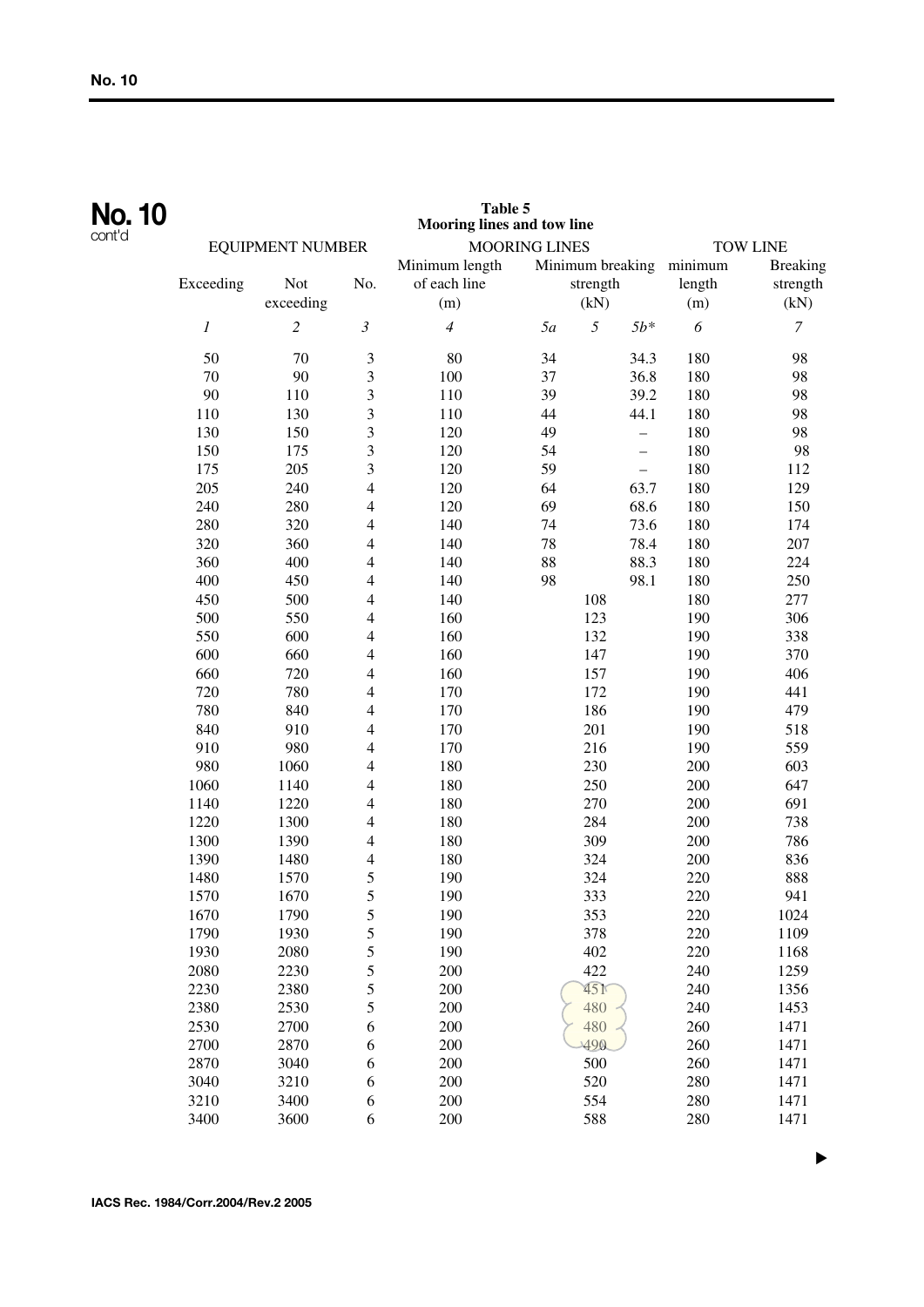## No. 10 cont'd

**Table 5**
**Mooring lines and tow line**

| EQUIPMENT NUMBER | | | MOORING LINES | | | | TOW LINE | |
|---|---|---|---|---|---|---|---|---|
| Exceeding | Not exceeding | No. | Minimum length of each line (m) | Minimum breaking strength (kN) | | | minimum length (m) | Breaking strength (kN) |
| *1* | *2* | *3* | *4* | *5a* | *5* | *5b** | *6* | *7* |
| 50 | 70 | 3 | 80 | 34 | | 34.3 | 180 | 98 |
| 70 | 90 | 3 | 100 | 37 | | 36.8 | 180 | 98 |
| 90 | 110 | 3 | 110 | 39 | | 39.2 | 180 | 98 |
| 110 | 130 | 3 | 110 | 44 | | 44.1 | 180 | 98 |
| 130 | 150 | 3 | 120 | 49 | | – | 180 | 98 |
| 150 | 175 | 3 | 120 | 54 | | – | 180 | 98 |
| 175 | 205 | 3 | 120 | 59 | | – | 180 | 112 |
| 205 | 240 | 4 | 120 | 64 | | 63.7 | 180 | 129 |
| 240 | 280 | 4 | 120 | 69 | | 68.6 | 180 | 150 |
| 280 | 320 | 4 | 140 | 74 | | 73.6 | 180 | 174 |
| 320 | 360 | 4 | 140 | 78 | | 78.4 | 180 | 207 |
| 360 | 400 | 4 | 140 | 88 | | 88.3 | 180 | 224 |
| 400 | 450 | 4 | 140 | 98 | | 98.1 | 180 | 250 |
| 450 | 500 | 4 | 140 | | 108 | | 180 | 277 |
| 500 | 550 | 4 | 160 | | 123 | | 190 | 306 |
| 550 | 600 | 4 | 160 | | 132 | | 190 | 338 |
| 600 | 660 | 4 | 160 | | 147 | | 190 | 370 |
| 660 | 720 | 4 | 160 | | 157 | | 190 | 406 |
| 720 | 780 | 4 | 170 | | 172 | | 190 | 441 |
| 780 | 840 | 4 | 170 | | 186 | | 190 | 479 |
| 840 | 910 | 4 | 170 | | 201 | | 190 | 518 |
| 910 | 980 | 4 | 170 | | 216 | | 190 | 559 |
| 980 | 1060 | 4 | 180 | | 230 | | 200 | 603 |
| 1060 | 1140 | 4 | 180 | | 250 | | 200 | 647 |
| 1140 | 1220 | 4 | 180 | | 270 | | 200 | 691 |
| 1220 | 1300 | 4 | 180 | | 284 | | 200 | 738 |
| 1300 | 1390 | 4 | 180 | | 309 | | 200 | 786 |
| 1390 | 1480 | 4 | 180 | | 324 | | 200 | 836 |
| 1480 | 1570 | 5 | 190 | | 324 | | 220 | 888 |
| 1570 | 1670 | 5 | 190 | | 333 | | 220 | 941 |
| 1670 | 1790 | 5 | 190 | | 353 | | 220 | 1024 |
| 1790 | 1930 | 5 | 190 | | 378 | | 220 | 1109 |
| 1930 | 2080 | 5 | 190 | | 402 | | 220 | 1168 |
| 2080 | 2230 | 5 | 200 | | 422 | | 240 | 1259 |
| 2230 | 2380 | 5 | 200 | | 451 | | 240 | 1356 |
| 2380 | 2530 | 5 | 200 | | 480 | | 240 | 1453 |
| 2530 | 2700 | 6 | 200 | | 480 | | 260 | 1471 |
| 2700 | 2870 | 6 | 200 | | 490 | | 260 | 1471 |
| 2870 | 3040 | 6 | 200 | | 500 | | 260 | 1471 |
| 3040 | 3210 | 6 | 200 | | 520 | | 280 | 1471 |
| 3210 | 3400 | 6 | 200 | | 554 | | 280 | 1471 |
| 3400 | 3600 | 6 | 200 | | 588 | | 280 | 1471 |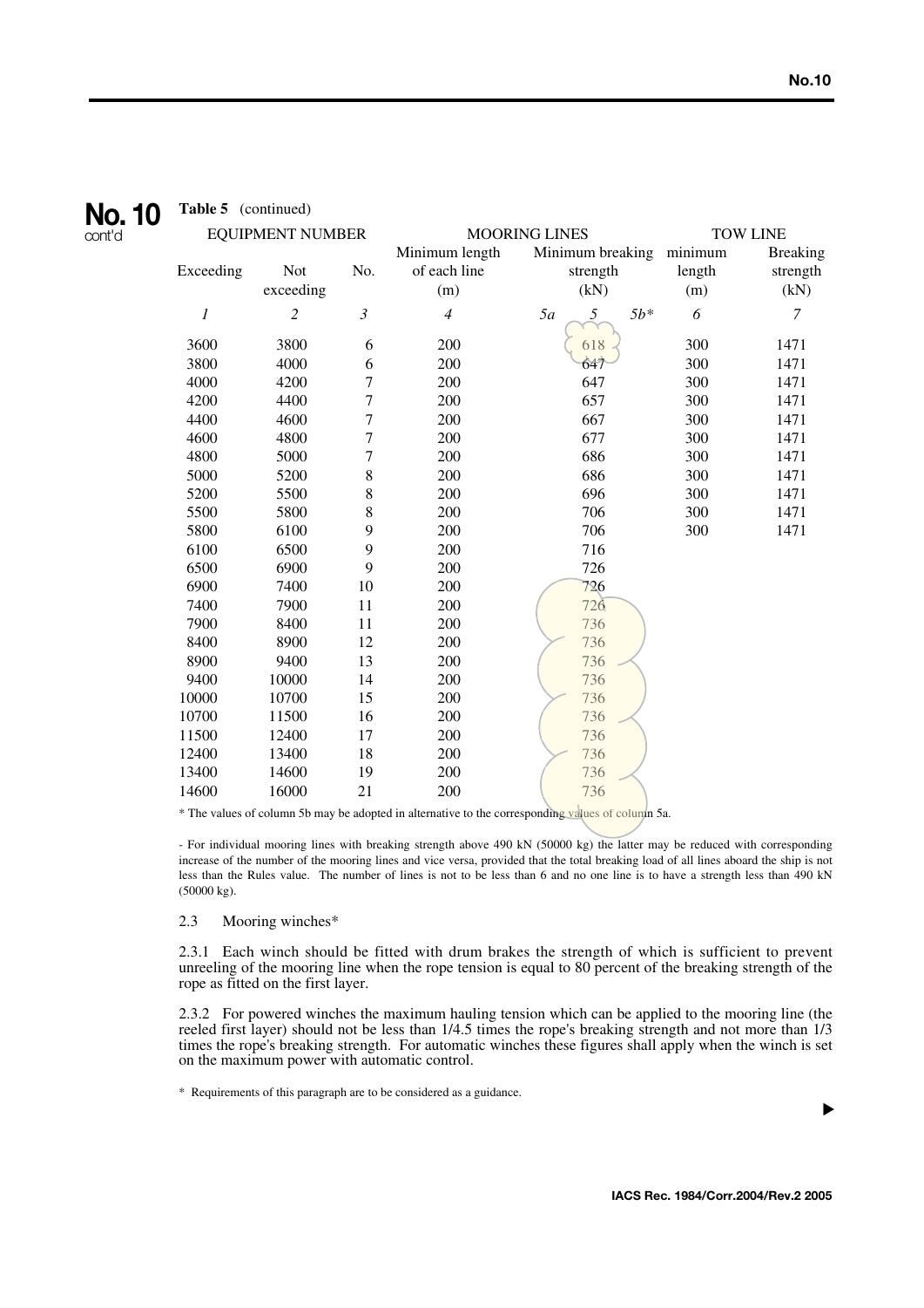**No. 10** cont'd

**Table 5** (continued)

| EQUIPMENT NUMBER | | | MOORING LINES | | | | TOW LINE | |
|---|---|---|---|---|---|---|---|---|
| Exceeding | Not exceeding | No. | Minimum length of each line (m) | Minimum breaking strength (kN) | | | minimum length (m) | Breaking strength (kN) |
| *1* | *2* | *3* | *4* | *5a* | *5* | *5b\** | *6* | *7* |
| 3600 | 3800 | 6 | 200 | | 618 | | 300 | 1471 |
| 3800 | 4000 | 6 | 200 | | 647 | | 300 | 1471 |
| 4000 | 4200 | 7 | 200 | | 647 | | 300 | 1471 |
| 4200 | 4400 | 7 | 200 | | 657 | | 300 | 1471 |
| 4400 | 4600 | 7 | 200 | | 667 | | 300 | 1471 |
| 4600 | 4800 | 7 | 200 | | 677 | | 300 | 1471 |
| 4800 | 5000 | 7 | 200 | | 686 | | 300 | 1471 |
| 5000 | 5200 | 8 | 200 | | 686 | | 300 | 1471 |
| 5200 | 5500 | 8 | 200 | | 696 | | 300 | 1471 |
| 5500 | 5800 | 8 | 200 | | 706 | | 300 | 1471 |
| 5800 | 6100 | 9 | 200 | | 706 | | 300 | 1471 |
| 6100 | 6500 | 9 | 200 | | 716 | | | |
| 6500 | 6900 | 9 | 200 | | 726 | | | |
| 6900 | 7400 | 10 | 200 | | 726 | | | |
| 7400 | 7900 | 11 | 200 | | 726 | | | |
| 7900 | 8400 | 11 | 200 | | 736 | | | |
| 8400 | 8900 | 12 | 200 | | 736 | | | |
| 8900 | 9400 | 13 | 200 | | 736 | | | |
| 9400 | 10000 | 14 | 200 | | 736 | | | |
| 10000 | 10700 | 15 | 200 | | 736 | | | |
| 10700 | 11500 | 16 | 200 | | 736 | | | |
| 11500 | 12400 | 17 | 200 | | 736 | | | |
| 12400 | 13400 | 18 | 200 | | 736 | | | |
| 13400 | 14600 | 19 | 200 | | 736 | | | |
| 14600 | 16000 | 21 | 200 | | 736 | | | |

\* The values of column 5b may be adopted in alternative to the corresponding values of column 5a.

- For individual mooring lines with breaking strength above 490 kN (50000 kg) the latter may be reduced with corresponding increase of the number of the mooring lines and vice versa, provided that the total breaking load of all lines aboard the ship is not less than the Rules value. The number of lines is not to be less than 6 and no one line is to have a strength less than 490 kN (50000 kg).

2.3 Mooring winches*

2.3.1 Each winch should be fitted with drum brakes the strength of which is sufficient to prevent unreeling of the mooring line when the rope tension is equal to 80 percent of the breaking strength of the rope as fitted on the first layer.

2.3.2 For powered winches the maximum hauling tension which can be applied to the mooring line (the reeled first layer) should not be less than 1/4.5 times the rope's breaking strength and not more than 1/3 times the rope's breaking strength. For automatic winches these figures shall apply when the winch is set on the maximum power with automatic control.

\* Requirements of this paragraph are to be considered as a guidance.